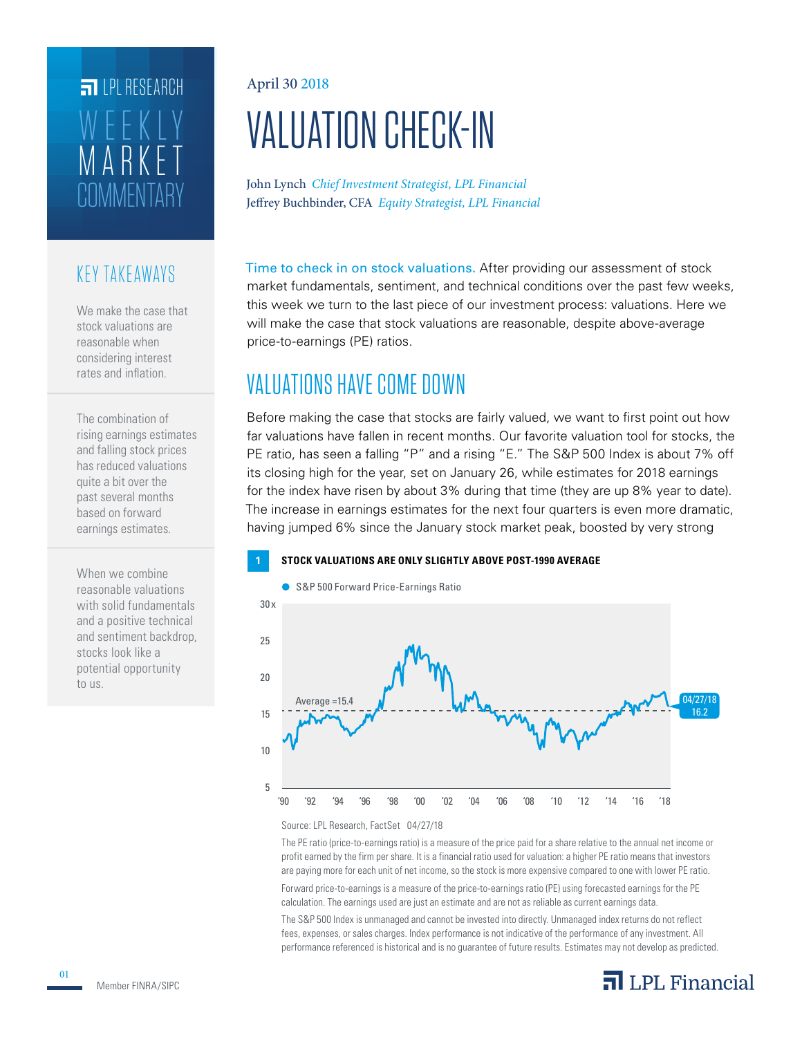LPL RESEARCH

WEEKLY MARKET COMMENTARY

April 30 2018

# VALUATION CHECK-IN

John Lynch *Chief Investment Strategist, LPL Financial*
Jeffrey Buchbinder, CFA *Equity Strategist, LPL Financial*

## KEY TAKEAWAYS

We make the case that stock valuations are reasonable when considering interest rates and inflation.

The combination of rising earnings estimates and falling stock prices has reduced valuations quite a bit over the past several months based on forward earnings estimates.

When we combine reasonable valuations with solid fundamentals and a positive technical and sentiment backdrop, stocks look like a potential opportunity to us.

Time to check in on stock valuations. After providing our assessment of stock market fundamentals, sentiment, and technical conditions over the past few weeks, this week we turn to the last piece of our investment process: valuations. Here we will make the case that stock valuations are reasonable, despite above-average price-to-earnings (PE) ratios.

## VALUATIONS HAVE COME DOWN

Before making the case that stocks are fairly valued, we want to first point out how far valuations have fallen in recent months. Our favorite valuation tool for stocks, the PE ratio, has seen a falling "P" and a rising "E." The S&P 500 Index is about 7% off its closing high for the year, set on January 26, while estimates for 2018 earnings for the index have risen by about 3% during that time (they are up 8% year to date). The increase in earnings estimates for the next four quarters is even more dramatic, having jumped 6% since the January stock market peak, boosted by very strong

**1 STOCK VALUATIONS ARE ONLY SLIGHTLY ABOVE POST-1990 AVERAGE**

Source: LPL Research, FactSet 04/27/18

The PE ratio (price-to-earnings ratio) is a measure of the price paid for a share relative to the annual net income or profit earned by the firm per share. It is a financial ratio used for valuation: a higher PE ratio means that investors are paying more for each unit of net income, so the stock is more expensive compared to one with lower PE ratio.

Forward price-to-earnings is a measure of the price-to-earnings ratio (PE) using forecasted earnings for the PE calculation. The earnings used are just an estimate and are not as reliable as current earnings data.

The S&P 500 Index is unmanaged and cannot be invested into directly. Unmanaged index returns do not reflect fees, expenses, or sales charges. Index performance is not indicative of the performance of any investment. All performance referenced is historical and is no guarantee of future results. Estimates may not develop as predicted.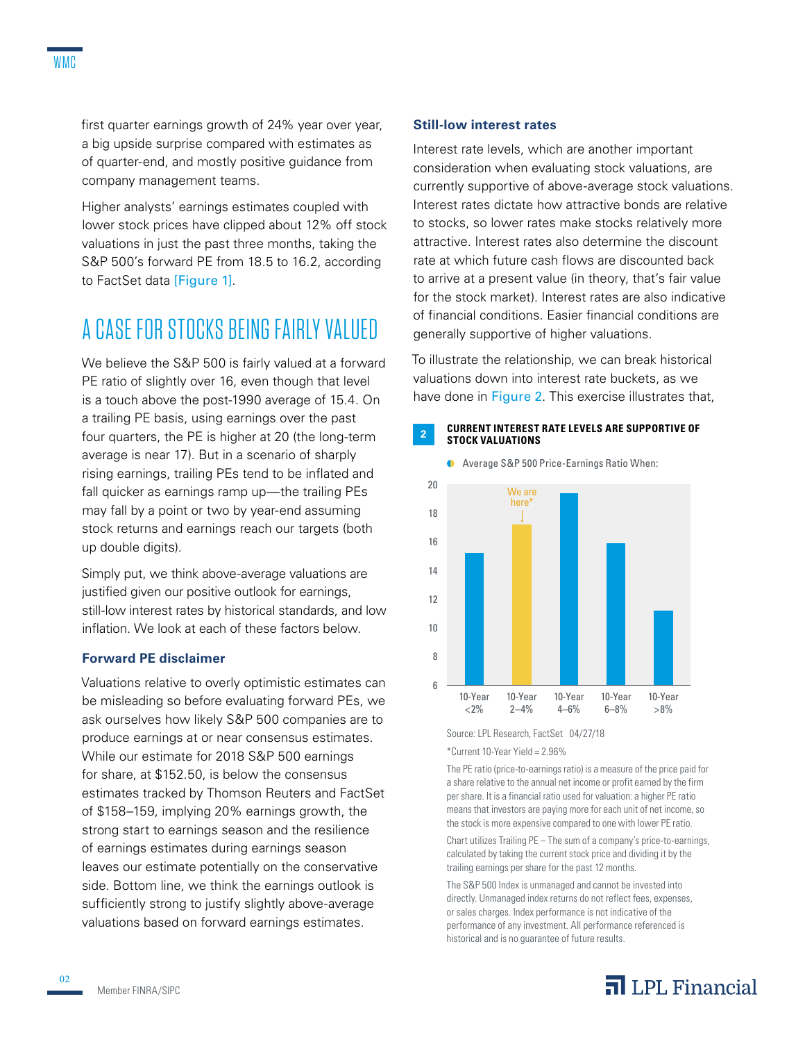first quarter earnings growth of 24% year over year, a big upside surprise compared with estimates as of quarter-end, and mostly positive guidance from company management teams.

Higher analysts' earnings estimates coupled with lower stock prices have clipped about 12% off stock valuations in just the past three months, taking the S&P 500's forward PE from 18.5 to 16.2, according to FactSet data [Figure 1].

## A CASE FOR STOCKS BEING FAIRLY VALUED

We believe the S&P 500 is fairly valued at a forward PE ratio of slightly over 16, even though that level is a touch above the post-1990 average of 15.4. On a trailing PE basis, using earnings over the past four quarters, the PE is higher at 20 (the long-term average is near 17). But in a scenario of sharply rising earnings, trailing PEs tend to be inflated and fall quicker as earnings ramp up—the trailing PEs may fall by a point or two by year-end assuming stock returns and earnings reach our targets (both up double digits).

Simply put, we think above-average valuations are justified given our positive outlook for earnings, still-low interest rates by historical standards, and low inflation. We look at each of these factors below.

### Forward PE disclaimer

Valuations relative to overly optimistic estimates can be misleading so before evaluating forward PEs, we ask ourselves how likely S&P 500 companies are to produce earnings at or near consensus estimates. While our estimate for 2018 S&P 500 earnings for share, at $152.50, is below the consensus estimates tracked by Thomson Reuters and FactSet of $158–159, implying 20% earnings growth, the strong start to earnings season and the resilience of earnings estimates during earnings season leaves our estimate potentially on the conservative side. Bottom line, we think the earnings outlook is sufficiently strong to justify slightly above-average valuations based on forward earnings estimates.

### Still-low interest rates

Interest rate levels, which are another important consideration when evaluating stock valuations, are currently supportive of above-average stock valuations. Interest rates dictate how attractive bonds are relative to stocks, so lower rates make stocks relatively more attractive. Interest rates also determine the discount rate at which future cash flows are discounted back to arrive at a present value (in theory, that's fair value for the stock market). Interest rates are also indicative of financial conditions. Easier financial conditions are generally supportive of higher valuations.

To illustrate the relationship, we can break historical valuations down into interest rate buckets, as we have done in Figure 2. This exercise illustrates that,

**2 CURRENT INTEREST RATE LEVELS ARE SUPPORTIVE OF STOCK VALUATIONS**

Average S&P 500 Price-Earnings Ratio When:

| 10-Year Yield | Average S&P 500 PE (approx.) |
|---|---|
| 10-Year <2% | 15.2 |
| 10-Year 2–4% (We are here*) | 17.2 |
| 10-Year 4–6% | 19.4 |
| 10-Year 6–8% | 15.9 |
| 10-Year >8% | 11.2 |

Source: LPL Research, FactSet 04/27/18

*Current 10-Year Yield = 2.96%

The PE ratio (price-to-earnings ratio) is a measure of the price paid for a share relative to the annual net income or profit earned by the firm per share. It is a financial ratio used for valuation: a higher PE ratio means that investors are paying more for each unit of net income, so the stock is more expensive compared to one with lower PE ratio.

Chart utilizes Trailing PE – The sum of a company's price-to-earnings, calculated by taking the current stock price and dividing it by the trailing earnings per share for the past 12 months.

The S&P 500 Index is unmanaged and cannot be invested into directly. Unmanaged index returns do not reflect fees, expenses, or sales charges. Index performance is not indicative of the performance of any investment. All performance referenced is historical and is no guarantee of future results.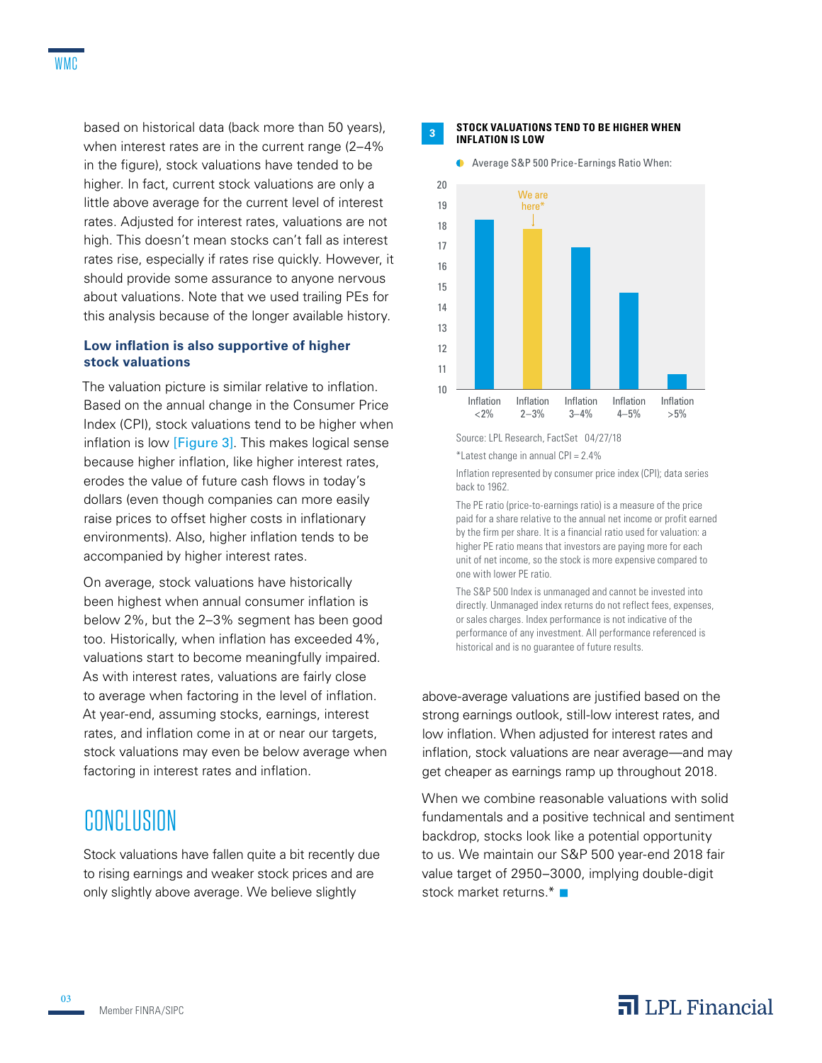based on historical data (back more than 50 years), when interest rates are in the current range (2–4% in the figure), stock valuations have tended to be higher. In fact, current stock valuations are only a little above average for the current level of interest rates. Adjusted for interest rates, valuations are not high. This doesn't mean stocks can't fall as interest rates rise, especially if rates rise quickly. However, it should provide some assurance to anyone nervous about valuations. Note that we used trailing PEs for this analysis because of the longer available history.

### Low inflation is also supportive of higher stock valuations

The valuation picture is similar relative to inflation. Based on the annual change in the Consumer Price Index (CPI), stock valuations tend to be higher when inflation is low [Figure 3]. This makes logical sense because higher inflation, like higher interest rates, erodes the value of future cash flows in today's dollars (even though companies can more easily raise prices to offset higher costs in inflationary environments). Also, higher inflation tends to be accompanied by higher interest rates.

On average, stock valuations have historically been highest when annual consumer inflation is below 2%, but the 2–3% segment has been good too. Historically, when inflation has exceeded 4%, valuations start to become meaningfully impaired. As with interest rates, valuations are fairly close to average when factoring in the level of inflation. At year-end, assuming stocks, earnings, interest rates, and inflation come in at or near our targets, stock valuations may even be below average when factoring in interest rates and inflation.

**3 STOCK VALUATIONS TEND TO BE HIGHER WHEN INFLATION IS LOW**

Average S&P 500 Price-Earnings Ratio When:

| Inflation | Average S&P 500 PE Ratio (approx.) |
|---|---|
| Inflation <2% | 18.3 |
| Inflation 2–3% (We are here*) | 17.9 |
| Inflation 3–4% | 16.9 |
| Inflation 4–5% | 14.7 |
| Inflation >5% | 10.7 |

Source: LPL Research, FactSet 04/27/18

*Latest change in annual CPI = 2.4%

Inflation represented by consumer price index (CPI); data series back to 1962.

The PE ratio (price-to-earnings ratio) is a measure of the price paid for a share relative to the annual net income or profit earned by the firm per share. It is a financial ratio used for valuation: a higher PE ratio means that investors are paying more for each unit of net income, so the stock is more expensive compared to one with lower PE ratio.

The S&P 500 Index is unmanaged and cannot be invested into directly. Unmanaged index returns do not reflect fees, expenses, or sales charges. Index performance is not indicative of the performance of any investment. All performance referenced is historical and is no guarantee of future results.

## CONCLUSION

Stock valuations have fallen quite a bit recently due to rising earnings and weaker stock prices and are only slightly above average. We believe slightly above-average valuations are justified based on the strong earnings outlook, still-low interest rates, and low inflation. When adjusted for interest rates and inflation, stock valuations are near average—and may get cheaper as earnings ramp up throughout 2018.

When we combine reasonable valuations with solid fundamentals and a positive technical and sentiment backdrop, stocks look like a potential opportunity to us. We maintain our S&P 500 year-end 2018 fair value target of 2950–3000, implying double-digit stock market returns.*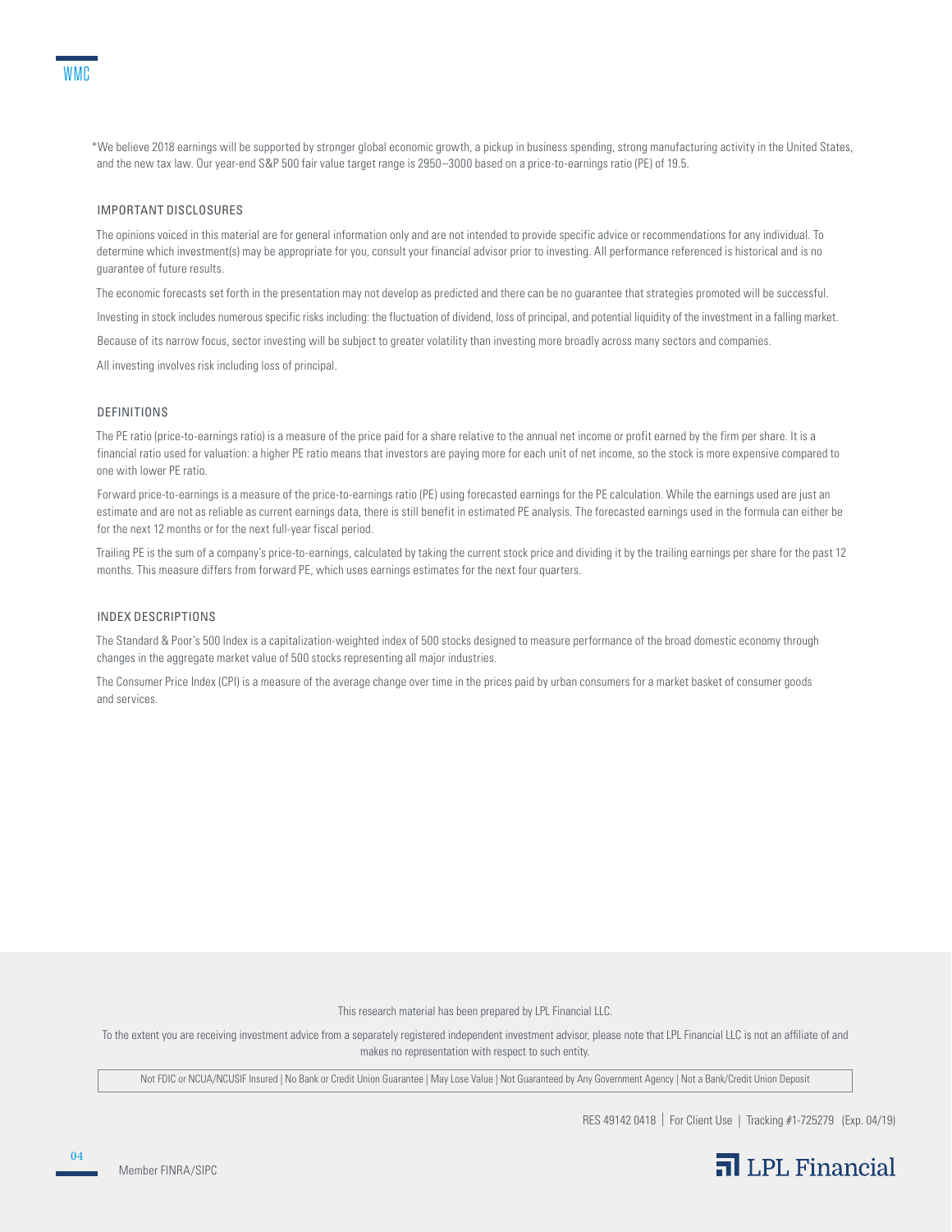*We believe 2018 earnings will be supported by stronger global economic growth, a pickup in business spending, strong manufacturing activity in the United States, and the new tax law. Our year-end S&P 500 fair value target range is 2950–3000 based on a price-to-earnings ratio (PE) of 19.5.

## IMPORTANT DISCLOSURES

The opinions voiced in this material are for general information only and are not intended to provide specific advice or recommendations for any individual. To determine which investment(s) may be appropriate for you, consult your financial advisor prior to investing. All performance referenced is historical and is no guarantee of future results.

The economic forecasts set forth in the presentation may not develop as predicted and there can be no guarantee that strategies promoted will be successful.

Investing in stock includes numerous specific risks including: the fluctuation of dividend, loss of principal, and potential liquidity of the investment in a falling market.

Because of its narrow focus, sector investing will be subject to greater volatility than investing more broadly across many sectors and companies.

All investing involves risk including loss of principal.

## DEFINITIONS

The PE ratio (price-to-earnings ratio) is a measure of the price paid for a share relative to the annual net income or profit earned by the firm per share. It is a financial ratio used for valuation: a higher PE ratio means that investors are paying more for each unit of net income, so the stock is more expensive compared to one with lower PE ratio.

Forward price-to-earnings is a measure of the price-to-earnings ratio (PE) using forecasted earnings for the PE calculation. While the earnings used are just an estimate and are not as reliable as current earnings data, there is still benefit in estimated PE analysis. The forecasted earnings used in the formula can either be for the next 12 months or for the next full-year fiscal period.

Trailing PE is the sum of a company's price-to-earnings, calculated by taking the current stock price and dividing it by the trailing earnings per share for the past 12 months. This measure differs from forward PE, which uses earnings estimates for the next four quarters.

## INDEX DESCRIPTIONS

The Standard & Poor's 500 Index is a capitalization-weighted index of 500 stocks designed to measure performance of the broad domestic economy through changes in the aggregate market value of 500 stocks representing all major industries.

The Consumer Price Index (CPI) is a measure of the average change over time in the prices paid by urban consumers for a market basket of consumer goods and services.

This research material has been prepared by LPL Financial LLC.

To the extent you are receiving investment advice from a separately registered independent investment advisor, please note that LPL Financial LLC is not an affiliate of and makes no representation with respect to such entity.

Not FDIC or NCUA/NCUSIF Insured | No Bank or Credit Union Guarantee | May Lose Value | Not Guaranteed by Any Government Agency | Not a Bank/Credit Union Deposit

RES 49142 0418 | For Client Use | Tracking #1-725279 (Exp. 04/19)

Member FINRA/SIPC

LPL Financial